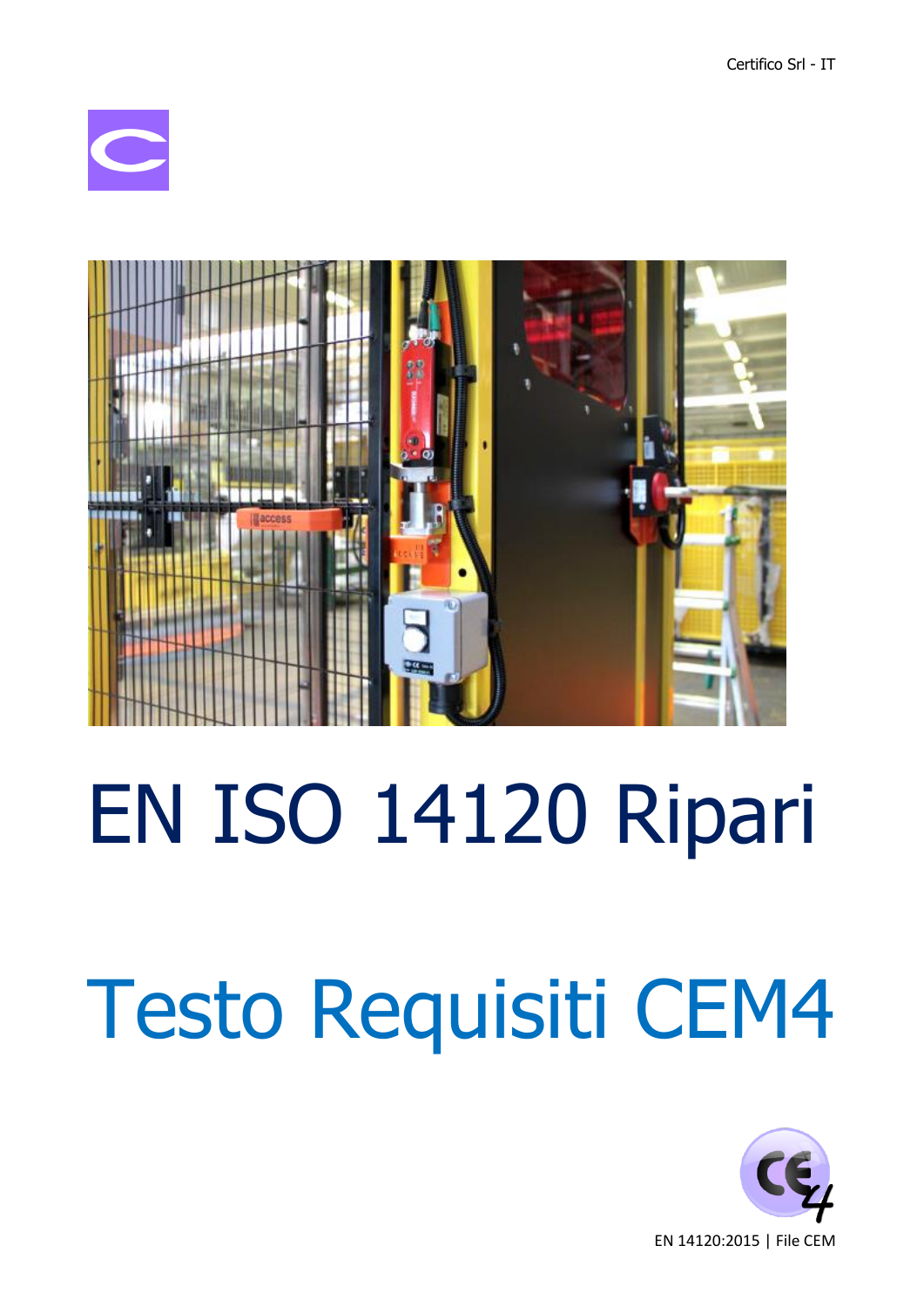Certifico Srl - IT

# EN ISO 14120 Ripari

## Testo Requisiti CEM4

EN 14120:2015 | File CEM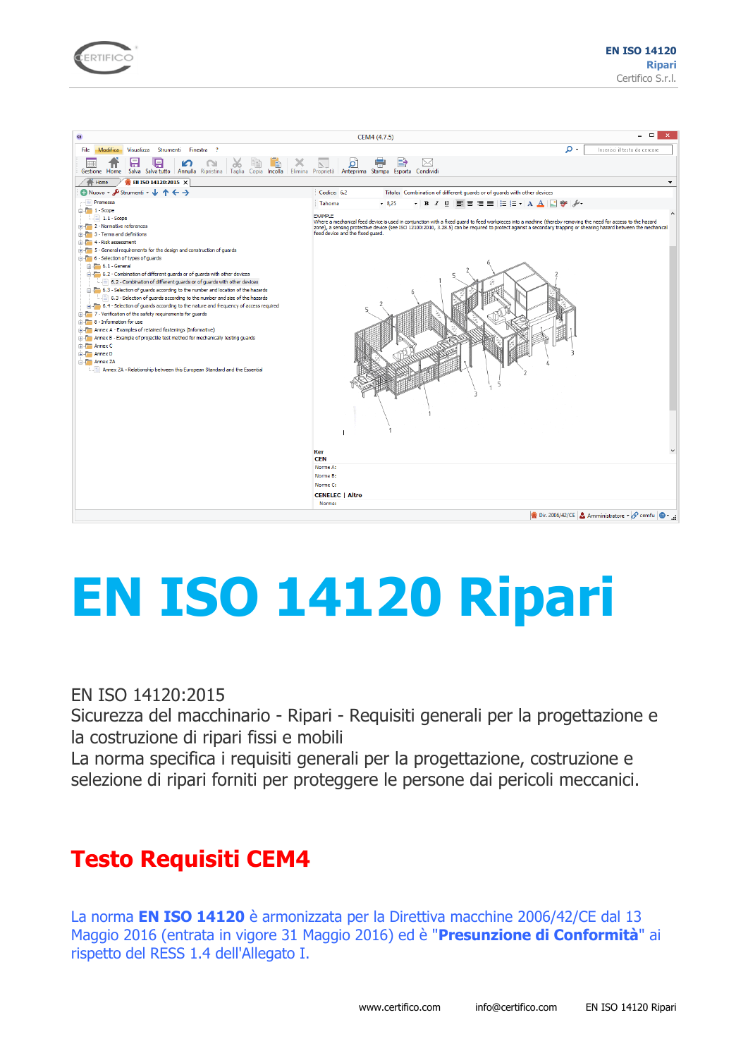# EN ISO 14120 Ripari

EN ISO 14120:2015
Sicurezza del macchinario - Ripari - Requisiti generali per la progettazione e la costruzione di ripari fissi e mobili
La norma specifica i requisiti generali per la progettazione, costruzione e selezione di ripari forniti per proteggere le persone dai pericoli meccanici.

## Testo Requisiti CEM4

La norma **EN ISO 14120** è armonizzata per la Direttiva macchine 2006/42/CE dal 13 Maggio 2016 (entrata in vigore 31 Maggio 2016) ed è "**Presunzione di Conformità**" ai rispetto del RESS 1.4 dell'Allegato I.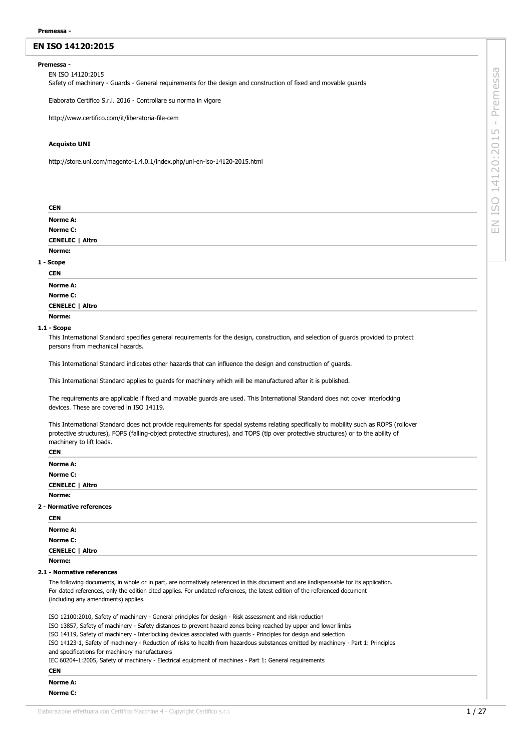**Premessa -**

# EN ISO 14120:2015

**Premessa -**

EN ISO 14120:2015

Safety of machinery - Guards - General requirements for the design and construction of fixed and movable guards

Elaborato Certifico S.r.l. 2016 - Controllare su norma in vigore

http://www.certifico.com/it/liberatoria-file-cem

**Acquisto UNI**

http://store.uni.com/magento-1.4.0.1/index.php/uni-en-iso-14120-2015.html

**CEN**

**Norme A:**

**Norme C:**

**CENELEC | Altro**

**Norme:**

## 1 - Scope

**CEN**

**Norme A:**

**Norme C:**

**CENELEC | Altro**

**Norme:**

### 1.1 - Scope

This International Standard specifies general requirements for the design, construction, and selection of guards provided to protect persons from mechanical hazards.

This International Standard indicates other hazards that can influence the design and construction of guards.

This International Standard applies to guards for machinery which will be manufactured after it is published.

The requirements are applicable if fixed and movable guards are used. This International Standard does not cover interlocking devices. These are covered in ISO 14119.

This International Standard does not provide requirements for special systems relating specifically to mobility such as ROPS (rollover protective structures), FOPS (falling-object protective structures), and TOPS (tip over protective structures) or to the ability of machinery to lift loads.

**CEN**

**Norme A:**

**Norme C:**

**CENELEC | Altro**

**Norme:**

## 2 - Normative references

**CEN**

**Norme A:**

**Norme C:**

**CENELEC | Altro**

**Norme:**

### 2.1 - Normative references

The following documents, in whole or in part, are normatively referenced in this document and are iindispensable for its application. For dated references, only the edition cited applies. For undated references, the latest edition of the referenced document (including any amendments) applies.

ISO 12100:2010, Safety of machinery - General principles for design - Risk assessment and risk reduction
ISO 13857, Safety of machinery - Safety distances to prevent hazard zones being reached by upper and lower limbs
ISO 14119, Safety of machinery - Interlocking devices associated with guards - Principles for design and selection
ISO 14123-1, Safety of machinery - Reduction of risks to health from hazardous substances emitted by machinery - Part 1: Principles and specifications for machinery manufacturers
IEC 60204-1:2005, Safety of machinery - Electrical equipment of machines - Part 1: General requirements

**CEN**

**Norme A:**

**Norme C:**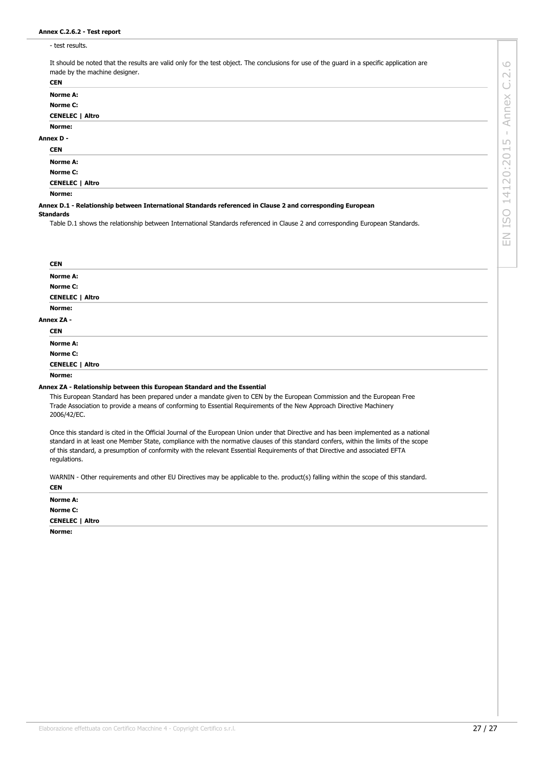**Annex C.2.6.2 - Test report**

- test results.

It should be noted that the results are valid only for the test object. The conclusions for use of the guard in a specific application are made by the machine designer.

**CEN**

**Norme A:**

**Norme C:**

**CENELEC | Altro**

**Norme:**

**Annex D -**

**CEN**

**Norme A:**

**Norme C:**

**CENELEC | Altro**

**Norme:**

**Annex D.1 - Relationship between International Standards referenced in Clause 2 and corresponding European Standards**

Table D.1 shows the relationship between International Standards referenced in Clause 2 and corresponding European Standards.

**CEN**

**Norme A:**

**Norme C:**

**CENELEC | Altro**

**Norme:**

**Annex ZA -**

**CEN**

**Norme A:**

**Norme C:**

**CENELEC | Altro**

**Norme:**

**Annex ZA - Relationship between this European Standard and the Essential**

This European Standard has been prepared under a mandate given to CEN by the European Commission and the European Free Trade Association to provide a means of conforming to Essential Requirements of the New Approach Directive Machinery 2006/42/EC.

Once this standard is cited in the Official Journal of the European Union under that Directive and has been implemented as a national standard in at least one Member State, compliance with the normative clauses of this standard confers, within the limits of the scope of this standard, a presumption of conformity with the relevant Essential Requirements of that Directive and associated EFTA regulations.

WARNIN - Other requirements and other EU Directives may be applicable to the. product(s) falling within the scope of this standard.

**CEN**

**Norme A:**

**Norme C:**

**CENELEC | Altro**

**Norme:**